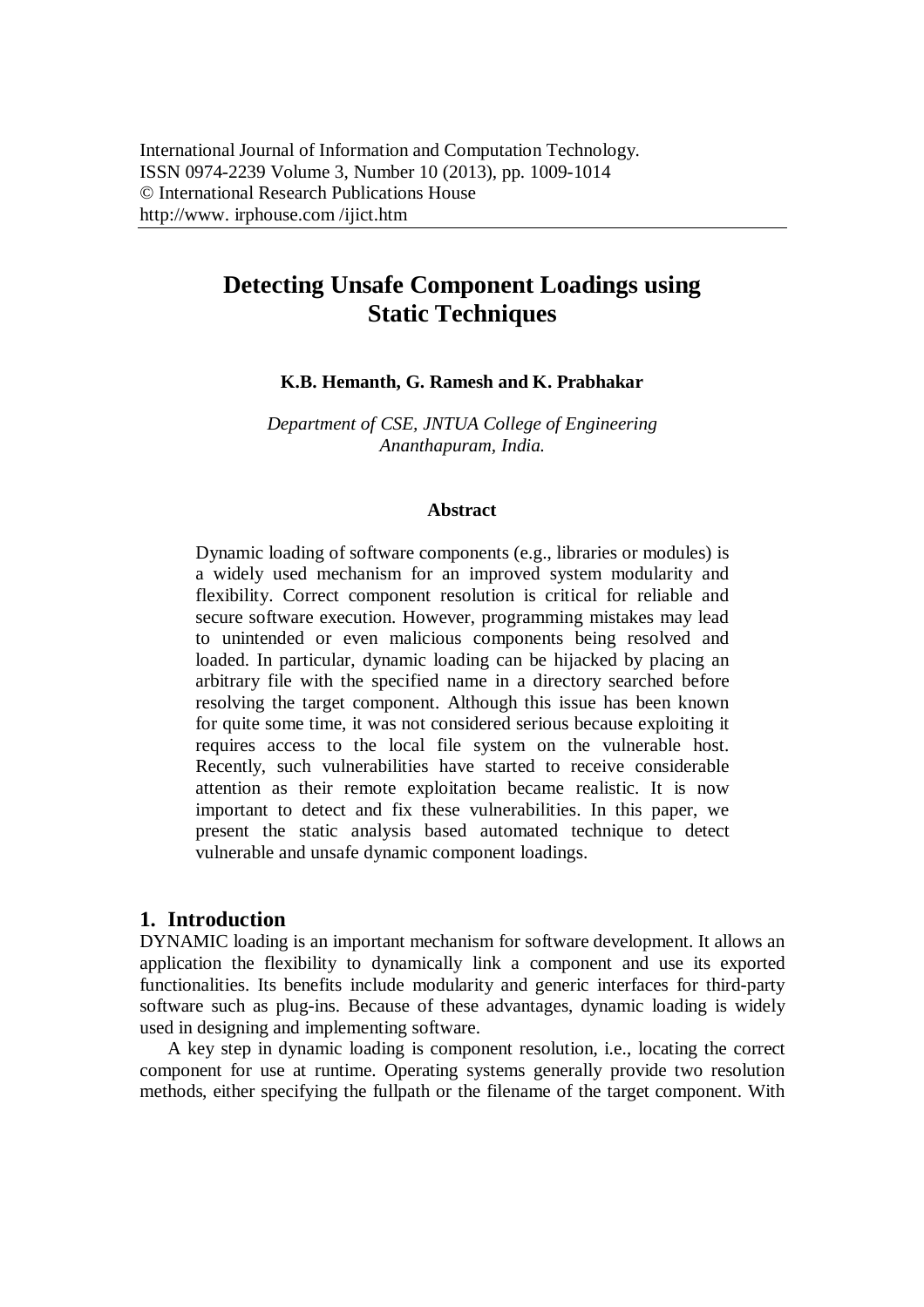International Journal of Information and Computation Technology.
ISSN 0974-2239 Volume 3, Number 10 (2013), pp. 1009-1014
© International Research Publications House
http://www. irphouse.com /ijict.htm

# Detecting Unsafe Component Loadings using Static Techniques

**K.B. Hemanth, G. Ramesh and K. Prabhakar**

*Department of CSE, JNTUA College of Engineering*
*Ananthapuram, India.*

### Abstract

Dynamic loading of software components (e.g., libraries or modules) is a widely used mechanism for an improved system modularity and flexibility. Correct component resolution is critical for reliable and secure software execution. However, programming mistakes may lead to unintended or even malicious components being resolved and loaded. In particular, dynamic loading can be hijacked by placing an arbitrary file with the specified name in a directory searched before resolving the target component. Although this issue has been known for quite some time, it was not considered serious because exploiting it requires access to the local file system on the vulnerable host. Recently, such vulnerabilities have started to receive considerable attention as their remote exploitation became realistic. It is now important to detect and fix these vulnerabilities. In this paper, we present the static analysis based automated technique to detect vulnerable and unsafe dynamic component loadings.

## 1. Introduction

DYNAMIC loading is an important mechanism for software development. It allows an application the flexibility to dynamically link a component and use its exported functionalities. Its benefits include modularity and generic interfaces for third-party software such as plug-ins. Because of these advantages, dynamic loading is widely used in designing and implementing software.

A key step in dynamic loading is component resolution, i.e., locating the correct component for use at runtime. Operating systems generally provide two resolution methods, either specifying the fullpath or the filename of the target component. With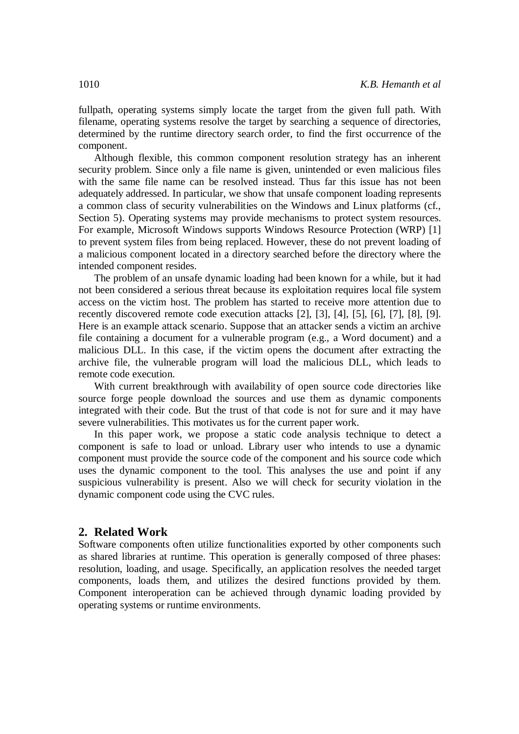fullpath, operating systems simply locate the target from the given full path. With filename, operating systems resolve the target by searching a sequence of directories, determined by the runtime directory search order, to find the first occurrence of the component.

Although flexible, this common component resolution strategy has an inherent security problem. Since only a file name is given, unintended or even malicious files with the same file name can be resolved instead. Thus far this issue has not been adequately addressed. In particular, we show that unsafe component loading represents a common class of security vulnerabilities on the Windows and Linux platforms (cf., Section 5). Operating systems may provide mechanisms to protect system resources. For example, Microsoft Windows supports Windows Resource Protection (WRP) [1] to prevent system files from being replaced. However, these do not prevent loading of a malicious component located in a directory searched before the directory where the intended component resides.

The problem of an unsafe dynamic loading had been known for a while, but it had not been considered a serious threat because its exploitation requires local file system access on the victim host. The problem has started to receive more attention due to recently discovered remote code execution attacks [2], [3], [4], [5], [6], [7], [8], [9]. Here is an example attack scenario. Suppose that an attacker sends a victim an archive file containing a document for a vulnerable program (e.g., a Word document) and a malicious DLL. In this case, if the victim opens the document after extracting the archive file, the vulnerable program will load the malicious DLL, which leads to remote code execution.

With current breakthrough with availability of open source code directories like source forge people download the sources and use them as dynamic components integrated with their code. But the trust of that code is not for sure and it may have severe vulnerabilities. This motivates us for the current paper work.

In this paper work, we propose a static code analysis technique to detect a component is safe to load or unload. Library user who intends to use a dynamic component must provide the source code of the component and his source code which uses the dynamic component to the tool. This analyses the use and point if any suspicious vulnerability is present. Also we will check for security violation in the dynamic component code using the CVC rules.

## 2. Related Work

Software components often utilize functionalities exported by other components such as shared libraries at runtime. This operation is generally composed of three phases: resolution, loading, and usage. Specifically, an application resolves the needed target components, loads them, and utilizes the desired functions provided by them. Component interoperation can be achieved through dynamic loading provided by operating systems or runtime environments.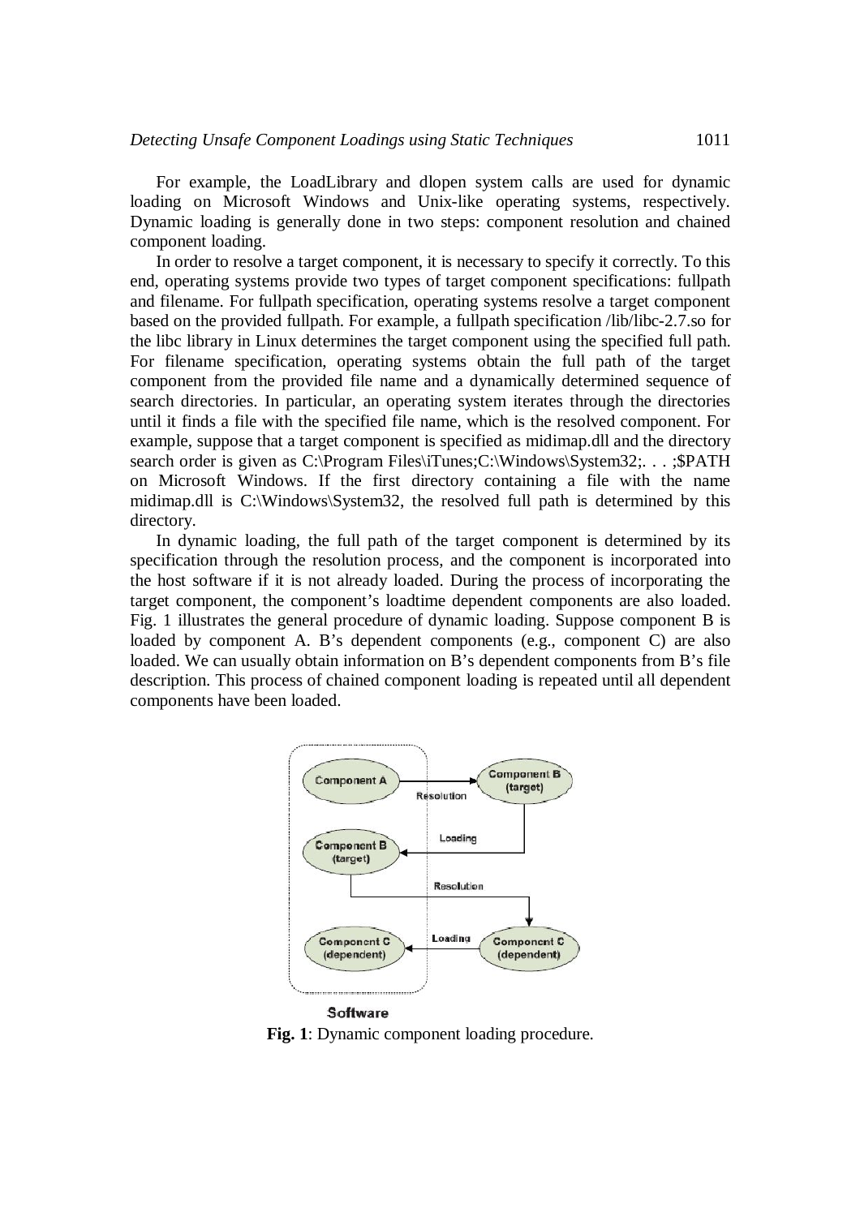For example, the LoadLibrary and dlopen system calls are used for dynamic loading on Microsoft Windows and Unix-like operating systems, respectively. Dynamic loading is generally done in two steps: component resolution and chained component loading.

In order to resolve a target component, it is necessary to specify it correctly. To this end, operating systems provide two types of target component specifications: fullpath and filename. For fullpath specification, operating systems resolve a target component based on the provided fullpath. For example, a fullpath specification /lib/libc-2.7.so for the libc library in Linux determines the target component using the specified full path. For filename specification, operating systems obtain the full path of the target component from the provided file name and a dynamically determined sequence of search directories. In particular, an operating system iterates through the directories until it finds a file with the specified file name, which is the resolved component. For example, suppose that a target component is specified as midimap.dll and the directory search order is given as C:\Program Files\iTunes;C:\Windows\System32;. . . ;$PATH on Microsoft Windows. If the first directory containing a file with the name midimap.dll is C:\Windows\System32, the resolved full path is determined by this directory.

In dynamic loading, the full path of the target component is determined by its specification through the resolution process, and the component is incorporated into the host software if it is not already loaded. During the process of incorporating the target component, the component's loadtime dependent components are also loaded. Fig. 1 illustrates the general procedure of dynamic loading. Suppose component B is loaded by component A. B's dependent components (e.g., component C) are also loaded. We can usually obtain information on B's dependent components from B's file description. This process of chained component loading is repeated until all dependent components have been loaded.

**Fig. 1**: Dynamic component loading procedure.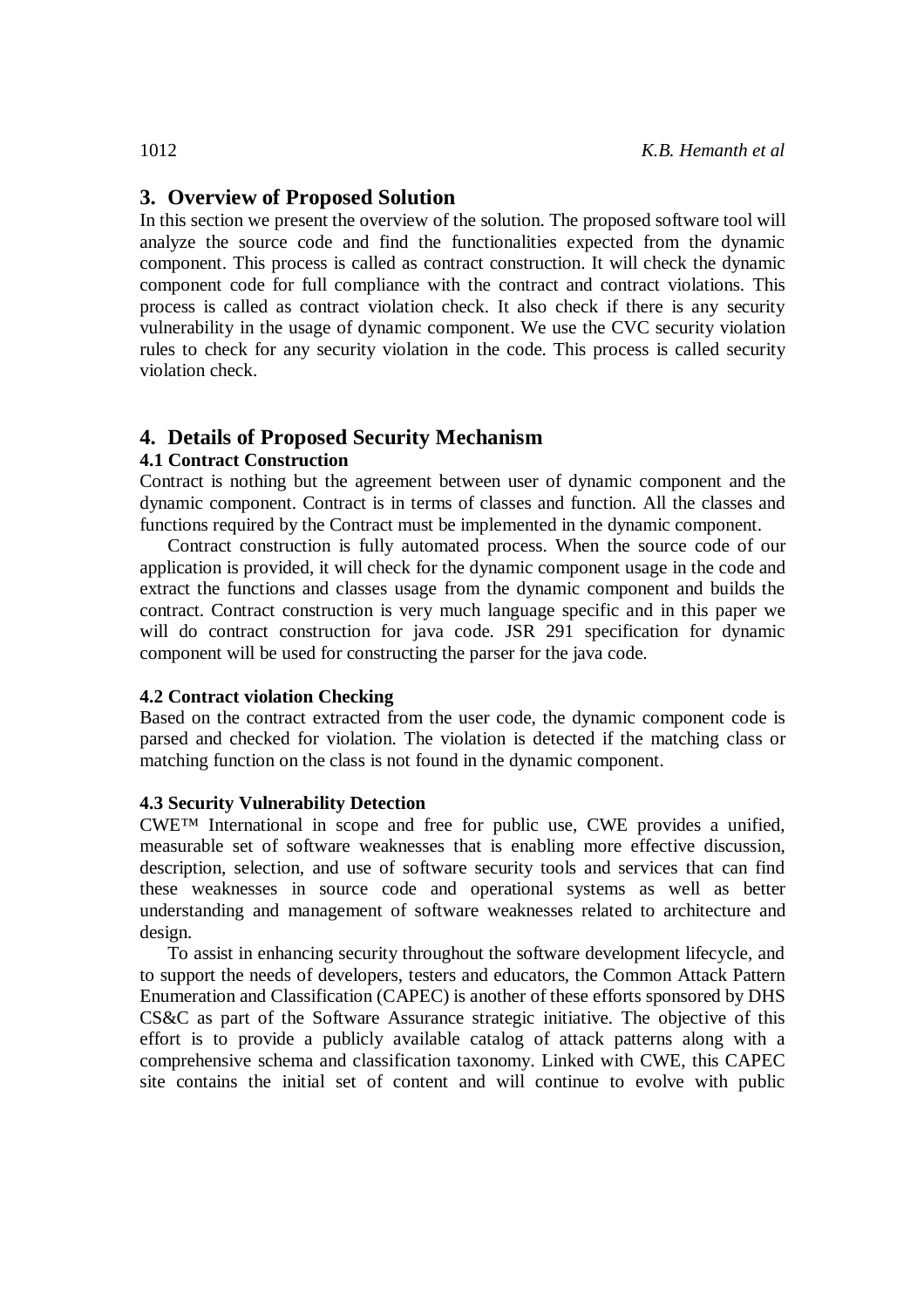## 3. Overview of Proposed Solution

In this section we present the overview of the solution. The proposed software tool will analyze the source code and find the functionalities expected from the dynamic component. This process is called as contract construction. It will check the dynamic component code for full compliance with the contract and contract violations. This process is called as contract violation check. It also check if there is any security vulnerability in the usage of dynamic component. We use the CVC security violation rules to check for any security violation in the code. This process is called security violation check.

## 4. Details of Proposed Security Mechanism

### 4.1 Contract Construction

Contract is nothing but the agreement between user of dynamic component and the dynamic component. Contract is in terms of classes and function. All the classes and functions required by the Contract must be implemented in the dynamic component.

Contract construction is fully automated process. When the source code of our application is provided, it will check for the dynamic component usage in the code and extract the functions and classes usage from the dynamic component and builds the contract. Contract construction is very much language specific and in this paper we will do contract construction for java code. JSR 291 specification for dynamic component will be used for constructing the parser for the java code.

### 4.2 Contract violation Checking

Based on the contract extracted from the user code, the dynamic component code is parsed and checked for violation. The violation is detected if the matching class or matching function on the class is not found in the dynamic component.

### 4.3 Security Vulnerability Detection

CWE™ International in scope and free for public use, CWE provides a unified, measurable set of software weaknesses that is enabling more effective discussion, description, selection, and use of software security tools and services that can find these weaknesses in source code and operational systems as well as better understanding and management of software weaknesses related to architecture and design.

To assist in enhancing security throughout the software development lifecycle, and to support the needs of developers, testers and educators, the Common Attack Pattern Enumeration and Classification (CAPEC) is another of these efforts sponsored by DHS CS&C as part of the Software Assurance strategic initiative. The objective of this effort is to provide a publicly available catalog of attack patterns along with a comprehensive schema and classification taxonomy. Linked with CWE, this CAPEC site contains the initial set of content and will continue to evolve with public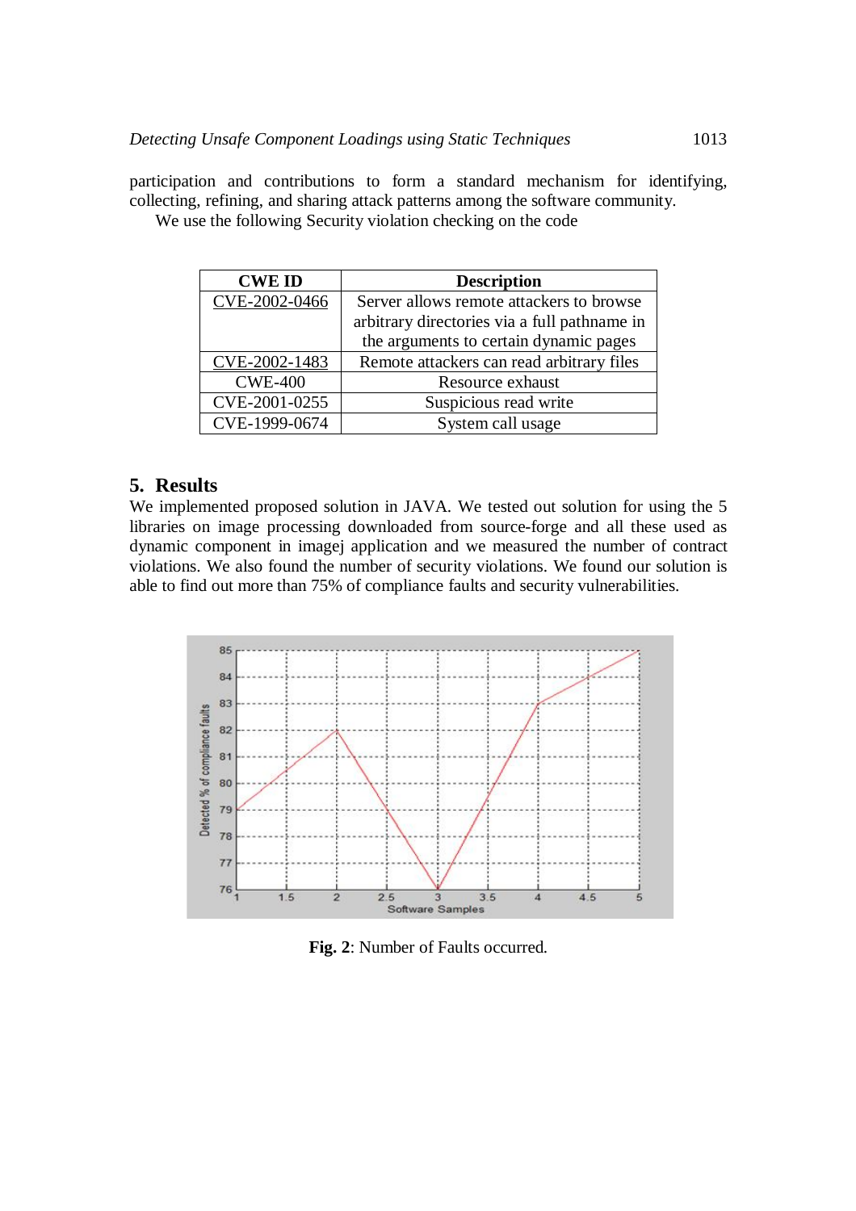participation and contributions to form a standard mechanism for identifying, collecting, refining, and sharing attack patterns among the software community.

We use the following Security violation checking on the code

| CWE ID | Description |
|---|---|
| CVE-2002-0466 | Server allows remote attackers to browse arbitrary directories via a full pathname in the arguments to certain dynamic pages |
| CVE-2002-1483 | Remote attackers can read arbitrary files |
| CWE-400 | Resource exhaust |
| CVE-2001-0255 | Suspicious read write |
| CVE-1999-0674 | System call usage |

## 5. Results

We implemented proposed solution in JAVA. We tested out solution for using the 5 libraries on image processing downloaded from source-forge and all these used as dynamic component in imagej application and we measured the number of contract violations. We also found the number of security violations. We found our solution is able to find out more than 75% of compliance faults and security vulnerabilities.

**Fig. 2**: Number of Faults occurred.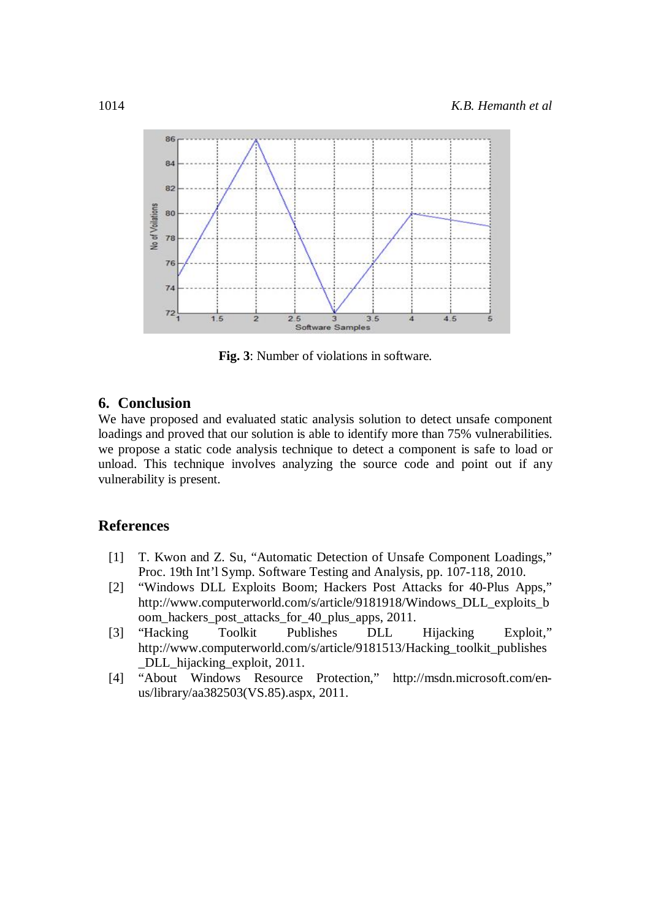86
84
82
80
78
76
74
72
No of Violations
1
1.5
2
2.5
3
3.5
4
4.5
5
Software Samples

**Fig. 3**: Number of violations in software.

## 6. Conclusion

We have proposed and evaluated static analysis solution to detect unsafe component loadings and proved that our solution is able to identify more than 75% vulnerabilities. we propose a static code analysis technique to detect a component is safe to load or unload. This technique involves analyzing the source code and point out if any vulnerability is present.

## References

[1] T. Kwon and Z. Su, "Automatic Detection of Unsafe Component Loadings," Proc. 19th Int'l Symp. Software Testing and Analysis, pp. 107-118, 2010.

[2] "Windows DLL Exploits Boom; Hackers Post Attacks for 40-Plus Apps," http://www.computerworld.com/s/article/9181918/Windows_DLL_exploits_boom_hackers_post_attacks_for_40_plus_apps, 2011.

[3] "Hacking Toolkit Publishes DLL Hijacking Exploit," http://www.computerworld.com/s/article/9181513/Hacking_toolkit_publishes_DLL_hijacking_exploit, 2011.

[4] "About Windows Resource Protection," http://msdn.microsoft.com/en-us/library/aa382503(VS.85).aspx, 2011.